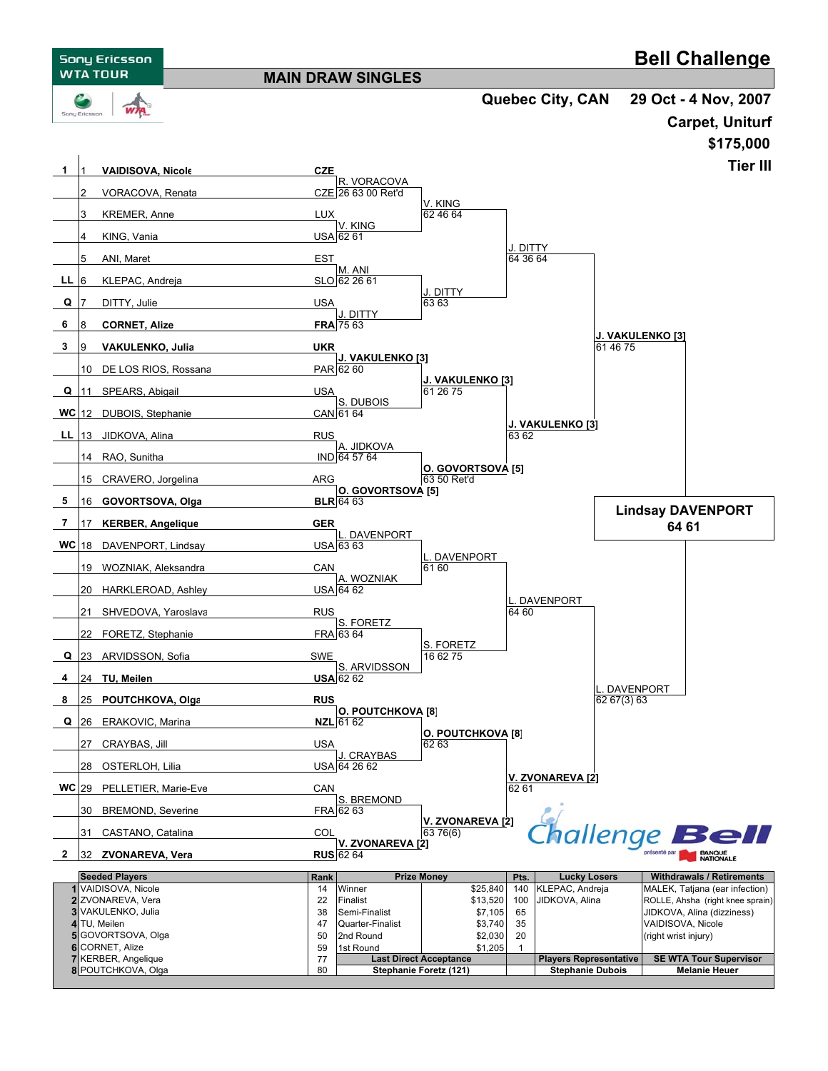# Bell Challenge

Sony Ericsson WTA TOUR

## MAIN DRAW SINGLES

Quebec City, CAN — 29 Oct - 4 Nov, 2007

Carpet, Uniturf

$175,000

Tier III

| Seed | # | Player | Nat | 2nd Round | Quarter-Finals | Semi-Finals | Final |
|---|---|---|---|---|---|---|---|
| 1 | 1 | **VAIDISOVA, Nicole** | CZE | R. VORACOVA 26 63 00 Ret'd | V. KING 62 46 64 | J. DITTY 64 36 64 | J. VAKULENKO [3] 61 46 75 |
| | 2 | VORACOVA, Renata | CZE | | | | |
| | 3 | KREMER, Anne | LUX | V. KING 62 61 | | | |
| | 4 | KING, Vania | USA | | | | |
| | 5 | ANI, Maret | EST | M. ANI 62 26 61 | J. DITTY 63 63 | | |
| LL | 6 | KLEPAC, Andreja | SLO | | | | |
| Q | 7 | DITTY, Julie | USA | J. DITTY 75 63 | | | |
| 6 | 8 | **CORNET, Alize** | FRA | | | | |
| 3 | 9 | **VAKULENKO, Julia** | UKR | J. VAKULENKO [3] 62 60 | J. VAKULENKO [3] 61 26 75 | J. VAKULENKO [3] 63 62 | |
| | 10 | DE LOS RIOS, Rossana | PAR | | | | |
| Q | 11 | SPEARS, Abigail | USA | S. DUBOIS 61 64 | | | |
| WC | 12 | DUBOIS, Stephanie | CAN | | | | |
| LL | 13 | JIDKOVA, Alina | RUS | A. JIDKOVA 64 57 64 | O. GOVORTSOVA [5] 63 50 Ret'd | | |
| | 14 | RAO, Sunitha | IND | | | | |
| | 15 | CRAVERO, Jorgelina | ARG | O. GOVORTSOVA [5] 64 63 | | | |
| 5 | 16 | **GOVORTSOVA, Olga** | BLR | | | | |
| 7 | 17 | **KERBER, Angelique** | GER | L. DAVENPORT 63 63 | L. DAVENPORT 61 60 | L. DAVENPORT 64 60 | L. DAVENPORT 62 67(3) 63 |
| WC | 18 | DAVENPORT, Lindsay | USA | | | | |
| | 19 | WOZNIAK, Aleksandra | CAN | A. WOZNIAK 64 62 | | | |
| | 20 | HARKLEROAD, Ashley | USA | | | | |
| | 21 | SHVEDOVA, Yaroslava | RUS | S. FORETZ 63 64 | S. FORETZ 16 62 75 | | |
| | 22 | FORETZ, Stephanie | FRA | | | | |
| Q | 23 | ARVIDSSON, Sofia | SWE | S. ARVIDSSON 62 62 | | | |
| 4 | 24 | **TU, Meilen** | USA | | | | |
| 8 | 25 | **POUTCHKOVA, Olga** | RUS | O. POUTCHKOVA [8] 61 62 | O. POUTCHKOVA [8] 62 63 | V. ZVONAREVA [2] 62 61 | |
| Q | 26 | ERAKOVIC, Marina | NZL | | | | |
| | 27 | CRAYBAS, Jill | USA | J. CRAYBAS 64 26 62 | | | |
| | 28 | OSTERLOH, Lilia | USA | | | | |
| WC | 29 | PELLETIER, Marie-Eve | CAN | S. BREMOND 62 63 | V. ZVONAREVA [2] 63 76(6) | | |
| | 30 | BREMOND, Severine | FRA | | | | |
| | 31 | CASTANO, Catalina | COL | V. ZVONAREVA [2] 62 64 | | | |
| 2 | 32 | **ZVONAREVA, Vera** | RUS | | | | |

**Winner: Lindsay DAVENPORT 64 61**

| | Seeded Players | Rank | Prize Money | | Pts. | Lucky Losers | Withdrawals / Retirements |
|---|---|---|---|---|---|---|---|
| 1 | VAIDISOVA, Nicole | 14 | Winner | $25,840 | 140 | KLEPAC, Andreja | MALEK, Tatjana (ear infection) |
| 2 | ZVONAREVA, Vera | 22 | Finalist | $13,520 | 100 | JIDKOVA, Alina | ROLLE, Ahsha (right knee sprain) |
| 3 | VAKULENKO, Julia | 38 | Semi-Finalist | $7,105 | 65 | | JIDKOVA, Alina (dizziness) |
| 4 | TU, Meilen | 47 | Quarter-Finalist | $3,740 | 35 | | VAIDISOVA, Nicole |
| 5 | GOVORTSOVA, Olga | 50 | 2nd Round | $2,030 | 20 | | (right wrist injury) |
| 6 | CORNET, Alize | 59 | 1st Round | $1,205 | 1 | | |
| 7 | KERBER, Angelique | 77 | **Last Direct Acceptance** | | | **Players Representative** | **SE WTA Tour Supervisor** |
| 8 | POUTCHKOVA, Olga | 80 | **Stephanie Foretz (121)** | | | **Stephanie Dubois** | **Melanie Heuer** |

Challenge Bell présenté par BANQUE NATIONALE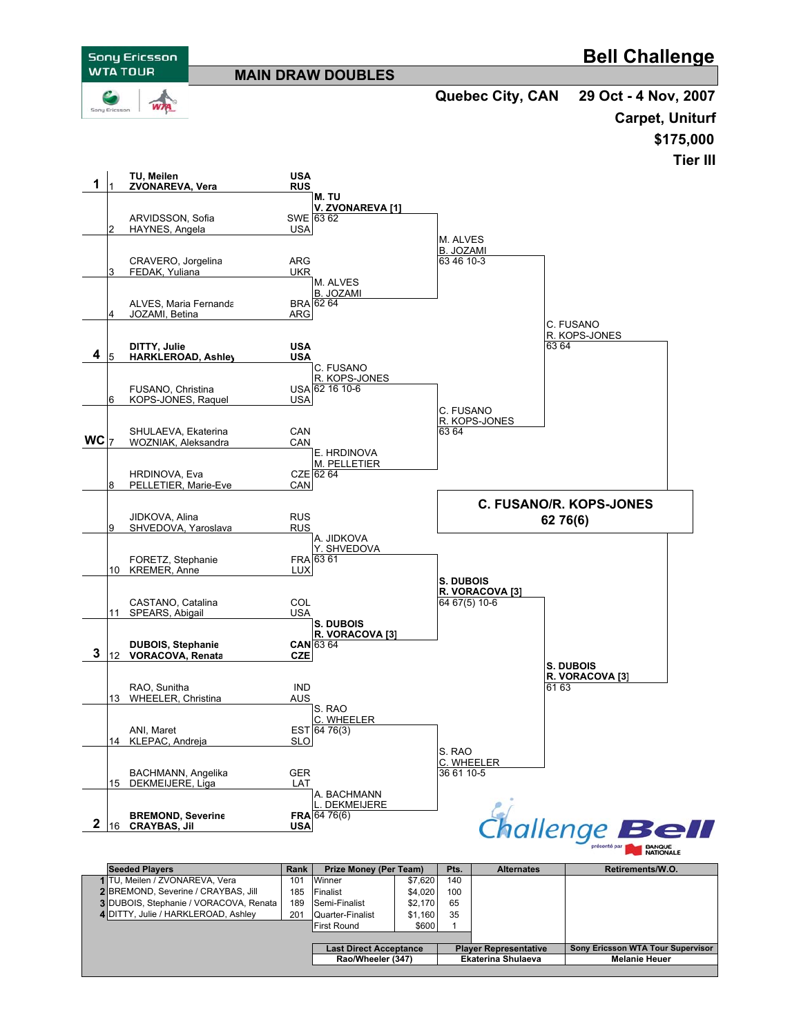# Bell Challenge

Sony Ericsson WTA TOUR

## MAIN DRAW DOUBLES

Quebec City, CAN 29 Oct - 4 Nov, 2007

Carpet, Uniturf

$175,000

Tier III

| Seed | # | Players | Nat | Second Round | Quarterfinals | Semifinals | Final |
|---|---|---|---|---|---|---|---|
| 1 | 1 | **TU, Meilen** / **ZVONAREVA, Vera** | **USA** / **RUS** | **M. TU / V. ZVONAREVA [1]** | | | |
| | 2 | ARVIDSSON, Sofia / HAYNES, Angela | SWE / USA | 63 62 | M. ALVES / B. JOZAMI | | |
| | 3 | CRAVERO, Jorgelina / FEDAK, Yuliana | ARG / UKR | | 63 46 10-3 | | |
| | 4 | ALVES, Maria Fernanda / JOZAMI, Betina | BRA / ARG | M. ALVES / B. JOZAMI 62 64 | | C. FUSANO / R. KOPS-JONES | |
| 4 | 5 | **DITTY, Julie** / **HARKLEROAD, Ashley** | **USA** / **USA** | | | 63 64 | |
| | 6 | FUSANO, Christina / KOPS-JONES, Raquel | USA / USA | C. FUSANO / R. KOPS-JONES 62 16 10-6 | C. FUSANO / R. KOPS-JONES | | |
| WC | 7 | SHULAEVA, Ekaterina / WOZNIAK, Aleksandra | CAN / CAN | | 63 64 | | |
| | 8 | HRDINOVA, Eva / PELLETIER, Marie-Eve | CZE / CAN | E. HRDINOVA / M. PELLETIER 62 64 | | | **C. FUSANO/R. KOPS-JONES** 62 76(6) |
| | 9 | JIDKOVA, Alina / SHVEDOVA, Yaroslava | RUS / RUS | A. JIDKOVA / Y. SHVEDOVA | | | |
| | 10 | FORETZ, Stephanie / KREMER, Anne | FRA / LUX | 63 61 | **S. DUBOIS / R. VORACOVA [3]** | | |
| | 11 | CASTANO, Catalina / SPEARS, Abigail | COL / USA | | 64 67(5) 10-6 | | |
| 3 | 12 | **DUBOIS, Stephanie** / **VORACOVA, Renata** | **CAN** / **CZE** | **S. DUBOIS / R. VORACOVA [3]** 63 64 | | **S. DUBOIS / R. VORACOVA [3]** | |
| | 13 | RAO, Sunitha / WHEELER, Christina | IND / AUS | S. RAO / C. WHEELER | | 61 63 | |
| | 14 | ANI, Maret / KLEPAC, Andreja | EST / SLO | 64 76(3) | S. RAO / C. WHEELER | | |
| | 15 | BACHMANN, Angelika / DEKMEIJERE, Liga | GER / LAT | | 36 61 10-5 | | |
| 2 | 16 | **BREMOND, Severine** / **CRAYBAS, Jil** | **FRA** / **USA** | A. BACHMANN / L. DEKMEIJERE 64 76(6) | | | |

| | Seeded Players | Rank | Prize Money (Per Team) | | Pts. | Alternates | Retirements/W.O. |
|---|---|---|---|---|---|---|---|
| 1 | TU, Meilen / ZVONAREVA, Vera | 101 | Winner | $7,620 | 140 | | |
| 2 | BREMOND, Severine / CRAYBAS, Jill | 185 | Finalist | $4,020 | 100 | | |
| 3 | DUBOIS, Stephanie / VORACOVA, Renata | 189 | Semi-Finalist | $2,170 | 65 | | |
| 4 | DITTY, Julie / HARKLEROAD, Ashley | 201 | Quarter-Finalist | $1,160 | 35 | | |
| | | | First Round | $600 | 1 | | |

| Last Direct Acceptance | Player Representative | Sony Ericsson WTA Tour Supervisor |
|---|---|---|
| Rao/Wheeler (347) | Ekaterina Shulaeva | Melanie Heuer |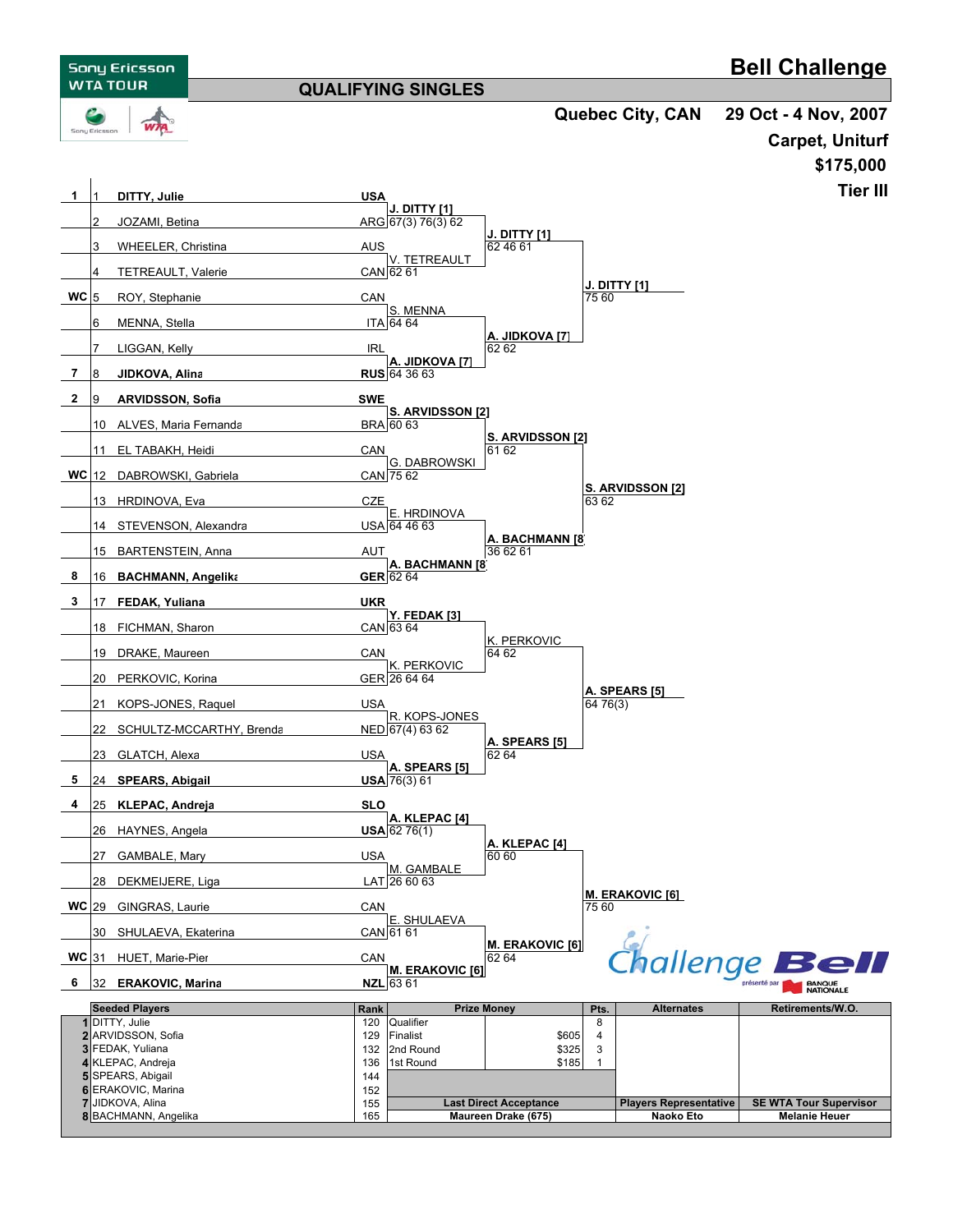# Bell Challenge

Sony Ericsson WTA TOUR

## QUALIFYING SINGLES

**Quebec City, CAN** **29 Oct - 4 Nov, 2007**

**Carpet, Uniturf**

**$175,000**

**Tier III**

| Seed | # | Player | Country | Round 1 | Round 2 | Qualifying Round |
|---|---|---|---|---|---|---|
| 1 | 1 | **DITTY, Julie** | USA | **J. DITTY [1]** 67(3) 76(3) 62 | **J. DITTY [1]** 62 46 61 | **J. DITTY [1]** 75 60 |
| | 2 | JOZAMI, Betina | ARG | | | |
| | 3 | WHEELER, Christina | AUS | V. TETREAULT 62 61 | | |
| | 4 | TETREAULT, Valerie | CAN | | | |
| WC | 5 | ROY, Stephanie | CAN | S. MENNA 64 64 | **A. JIDKOVA [7]** 62 62 | |
| | 6 | MENNA, Stella | ITA | | | |
| | 7 | LIGGAN, Kelly | IRL | **A. JIDKOVA [7]** 64 36 63 | | |
| 7 | 8 | **JIDKOVA, Alina** | RUS | | | |
| 2 | 9 | **ARVIDSSON, Sofia** | SWE | **S. ARVIDSSON [2]** 60 63 | **S. ARVIDSSON [2]** 61 62 | **S. ARVIDSSON [2]** 63 62 |
| | 10 | ALVES, Maria Fernanda | BRA | | | |
| | 11 | EL TABAKH, Heidi | CAN | G. DABROWSKI 75 62 | | |
| WC | 12 | DABROWSKI, Gabriela | CAN | | | |
| | 13 | HRDINOVA, Eva | CZE | E. HRDINOVA 64 46 63 | **A. BACHMANN [8]** 36 62 61 | |
| | 14 | STEVENSON, Alexandra | USA | | | |
| | 15 | BARTENSTEIN, Anna | AUT | **A. BACHMANN [8]** 62 64 | | |
| 8 | 16 | **BACHMANN, Angelika** | GER | | | |
| 3 | 17 | **FEDAK, Yuliana** | UKR | **Y. FEDAK [3]** 63 64 | K. PERKOVIC 64 62 | **A. SPEARS [5]** 64 76(3) |
| | 18 | FICHMAN, Sharon | CAN | | | |
| | 19 | DRAKE, Maureen | CAN | K. PERKOVIC 26 64 64 | | |
| | 20 | PERKOVIC, Korina | GER | | | |
| | 21 | KOPS-JONES, Raquel | USA | R. KOPS-JONES 67(4) 63 62 | **A. SPEARS [5]** 62 64 | |
| | 22 | SCHULTZ-MCCARTHY, Brenda | NED | | | |
| | 23 | GLATCH, Alexa | USA | **A. SPEARS [5]** 76(3) 61 | | |
| 5 | 24 | **SPEARS, Abigail** | USA | | | |
| 4 | 25 | **KLEPAC, Andreja** | SLO | **A. KLEPAC [4]** 62 76(1) | **A. KLEPAC [4]** 60 60 | **M. ERAKOVIC [6]** 75 60 |
| | 26 | HAYNES, Angela | USA | | | |
| | 27 | GAMBALE, Mary | USA | M. GAMBALE 26 60 63 | | |
| | 28 | DEKMEIJERE, Liga | LAT | | | |
| WC | 29 | GINGRAS, Laurie | CAN | E. SHULAEVA 61 61 | **M. ERAKOVIC [6]** 62 64 | |
| | 30 | SHULAEVA, Ekaterina | CAN | | | |
| WC | 31 | HUET, Marie-Pier | CAN | **M. ERAKOVIC [6]** 63 61 | | |
| 6 | 32 | **ERAKOVIC, Marina** | NZL | | | |

| | Seeded Players | Rank | Prize Money | | Pts. | Alternates | Retirements/W.O. |
|---|---|---|---|---|---|---|---|
| 1 | DITTY, Julie | 120 | Qualifier | | 8 | | |
| 2 | ARVIDSSON, Sofia | 129 | Finalist | $605 | 4 | | |
| 3 | FEDAK, Yuliana | 132 | 2nd Round | $325 | 3 | | |
| 4 | KLEPAC, Andreja | 136 | 1st Round | $185 | 1 | | |
| 5 | SPEARS, Abigail | 144 | | | | | |
| 6 | ERAKOVIC, Marina | 152 | | | | | |
| 7 | JIDKOVA, Alina | 155 | **Last Direct Acceptance** | | | **Players Representative** | **SE WTA Tour Supervisor** |
| 8 | BACHMANN, Angelika | 165 | **Maureen Drake (675)** | | | **Naoko Eto** | **Melanie Heuer** |